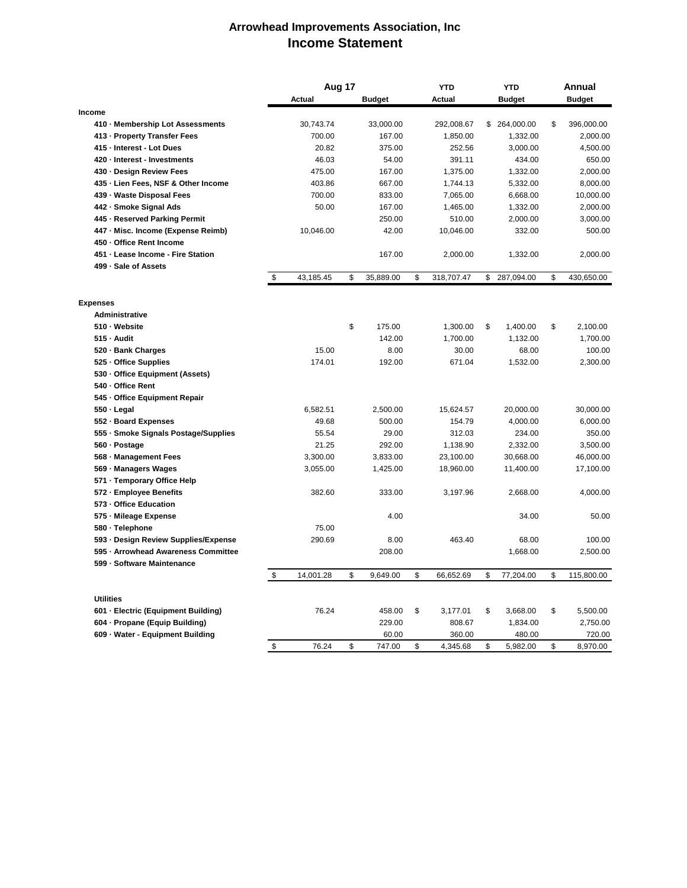# Arrowhead Improvements Association, Inc
## Income Statement

| | Aug 17 Actual | Aug 17 Budget | YTD Actual | YTD Budget | Annual Budget |
|---|---|---|---|---|---|
| **Income** | | | | | |
| **410 · Membership Lot Assessments** | 30,743.74 | 33,000.00 | 292,008.67 | $ 264,000.00 | $ 396,000.00 |
| **413 · Property Transfer Fees** | 700.00 | 167.00 | 1,850.00 | 1,332.00 | 2,000.00 |
| **415 · Interest - Lot Dues** | 20.82 | 375.00 | 252.56 | 3,000.00 | 4,500.00 |
| **420 · Interest - Investments** | 46.03 | 54.00 | 391.11 | 434.00 | 650.00 |
| **430 · Design Review Fees** | 475.00 | 167.00 | 1,375.00 | 1,332.00 | 2,000.00 |
| **435 · Lien Fees, NSF & Other Income** | 403.86 | 667.00 | 1,744.13 | 5,332.00 | 8,000.00 |
| **439 · Waste Disposal Fees** | 700.00 | 833.00 | 7,065.00 | 6,668.00 | 10,000.00 |
| **442 · Smoke Signal Ads** | 50.00 | 167.00 | 1,465.00 | 1,332.00 | 2,000.00 |
| **445 · Reserved Parking Permit** | | 250.00 | 510.00 | 2,000.00 | 3,000.00 |
| **447 · Misc. Income (Expense Reimb)** | 10,046.00 | 42.00 | 10,046.00 | 332.00 | 500.00 |
| **450 · Office Rent Income** | | | | | |
| **451 · Lease Income - Fire Station** | | 167.00 | 2,000.00 | 1,332.00 | 2,000.00 |
| **499 · Sale of Assets** | | | | | |
| | $ 43,185.45 | $ 35,889.00 | $ 318,707.47 | $ 287,094.00 | $ 430,650.00 |
| **Expenses** | | | | | |
| **Administrative** | | | | | |
| **510 · Website** | | $ 175.00 | 1,300.00 | $ 1,400.00 | $ 2,100.00 |
| **515 · Audit** | | 142.00 | 1,700.00 | 1,132.00 | 1,700.00 |
| **520 · Bank Charges** | 15.00 | 8.00 | 30.00 | 68.00 | 100.00 |
| **525 · Office Supplies** | 174.01 | 192.00 | 671.04 | 1,532.00 | 2,300.00 |
| **530 · Office Equipment (Assets)** | | | | | |
| **540 · Office Rent** | | | | | |
| **545 · Office Equipment Repair** | | | | | |
| **550 · Legal** | 6,582.51 | 2,500.00 | 15,624.57 | 20,000.00 | 30,000.00 |
| **552 · Board Expenses** | 49.68 | 500.00 | 154.79 | 4,000.00 | 6,000.00 |
| **555 · Smoke Signals Postage/Supplies** | 55.54 | 29.00 | 312.03 | 234.00 | 350.00 |
| **560 · Postage** | 21.25 | 292.00 | 1,138.90 | 2,332.00 | 3,500.00 |
| **568 · Management Fees** | 3,300.00 | 3,833.00 | 23,100.00 | 30,668.00 | 46,000.00 |
| **569 · Managers Wages** | 3,055.00 | 1,425.00 | 18,960.00 | 11,400.00 | 17,100.00 |
| **571 · Temporary Office Help** | | | | | |
| **572 · Employee Benefits** | 382.60 | 333.00 | 3,197.96 | 2,668.00 | 4,000.00 |
| **573 · Office Education** | | | | | |
| **575 · Mileage Expense** | | 4.00 | | 34.00 | 50.00 |
| **580 · Telephone** | 75.00 | | | | |
| **593 · Design Review Supplies/Expense** | 290.69 | 8.00 | 463.40 | 68.00 | 100.00 |
| **595 · Arrowhead Awareness Committee** | | 208.00 | | 1,668.00 | 2,500.00 |
| **599 · Software Maintenance** | | | | | |
| | $ 14,001.28 | $ 9,649.00 | $ 66,652.69 | $ 77,204.00 | $ 115,800.00 |
| **Utilities** | | | | | |
| **601 · Electric (Equipment Building)** | 76.24 | 458.00 | $ 3,177.01 | $ 3,668.00 | $ 5,500.00 |
| **604 · Propane (Equip Building)** | | 229.00 | 808.67 | 1,834.00 | 2,750.00 |
| **609 · Water - Equipment Building** | | 60.00 | 360.00 | 480.00 | 720.00 |
| | $ 76.24 | $ 747.00 | $ 4,345.68 | $ 5,982.00 | $ 8,970.00 |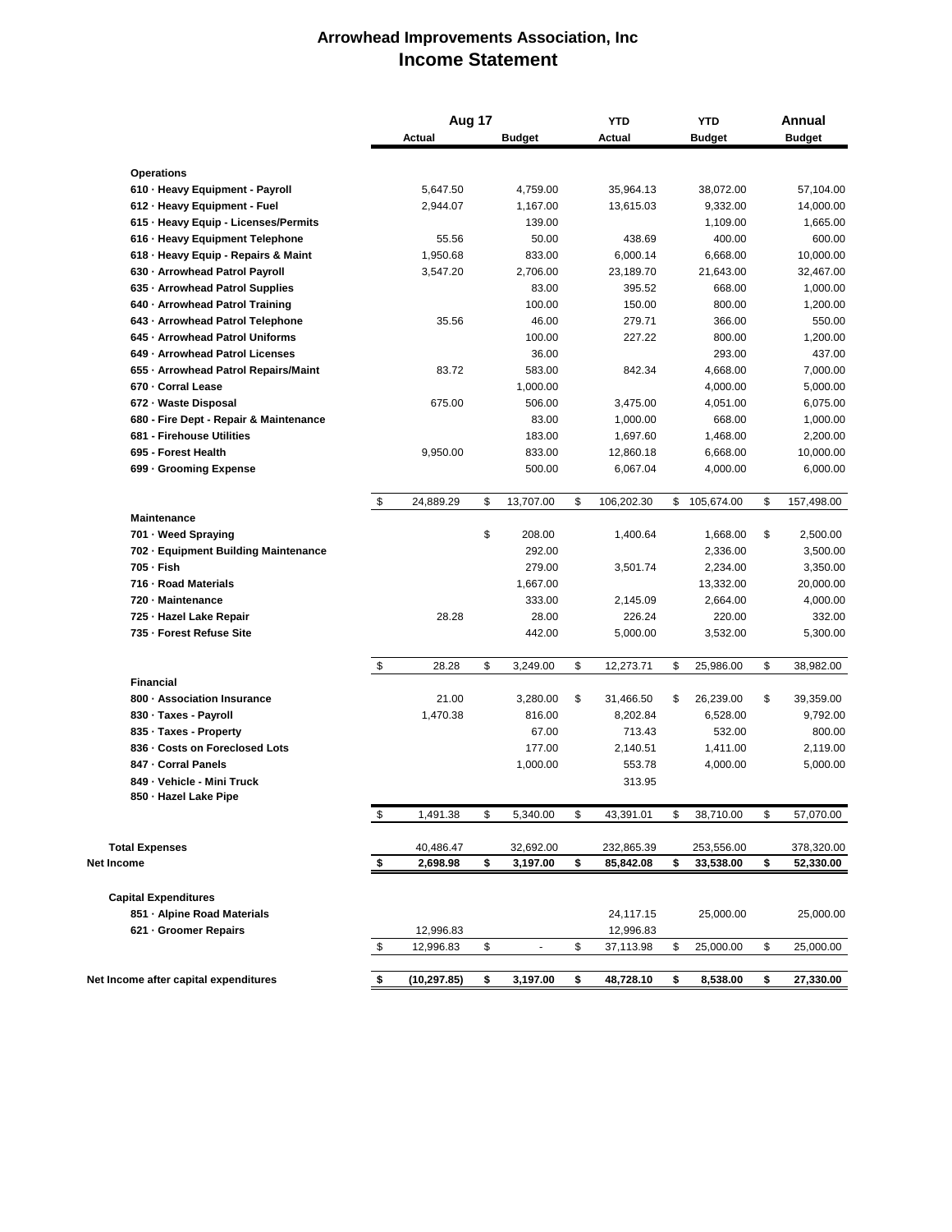# Arrowhead Improvements Association, Inc
## Income Statement

| | Aug 17 Actual | Aug 17 Budget | YTD Actual | YTD Budget | Annual Budget |
|---|---|---|---|---|---|
| **Operations** | | | | | |
| 610 · Heavy Equipment - Payroll | 5,647.50 | 4,759.00 | 35,964.13 | 38,072.00 | 57,104.00 |
| 612 · Heavy Equipment - Fuel | 2,944.07 | 1,167.00 | 13,615.03 | 9,332.00 | 14,000.00 |
| 615 · Heavy Equip - Licenses/Permits | | 139.00 | | 1,109.00 | 1,665.00 |
| 616 · Heavy Equipment Telephone | 55.56 | 50.00 | 438.69 | 400.00 | 600.00 |
| 618 · Heavy Equip - Repairs & Maint | 1,950.68 | 833.00 | 6,000.14 | 6,668.00 | 10,000.00 |
| 630 · Arrowhead Patrol Payroll | 3,547.20 | 2,706.00 | 23,189.70 | 21,643.00 | 32,467.00 |
| 635 · Arrowhead Patrol Supplies | | 83.00 | 395.52 | 668.00 | 1,000.00 |
| 640 · Arrowhead Patrol Training | | 100.00 | 150.00 | 800.00 | 1,200.00 |
| 643 · Arrowhead Patrol Telephone | 35.56 | 46.00 | 279.71 | 366.00 | 550.00 |
| 645 · Arrowhead Patrol Uniforms | | 100.00 | 227.22 | 800.00 | 1,200.00 |
| 649 · Arrowhead Patrol Licenses | | 36.00 | | 293.00 | 437.00 |
| 655 · Arrowhead Patrol Repairs/Maint | 83.72 | 583.00 | 842.34 | 4,668.00 | 7,000.00 |
| 670 · Corral Lease | | 1,000.00 | | 4,000.00 | 5,000.00 |
| 672 · Waste Disposal | 675.00 | 506.00 | 3,475.00 | 4,051.00 | 6,075.00 |
| 680 - Fire Dept - Repair & Maintenance | | 83.00 | 1,000.00 | 668.00 | 1,000.00 |
| 681 - Firehouse Utilities | | 183.00 | 1,697.60 | 1,468.00 | 2,200.00 |
| 695 - Forest Health | 9,950.00 | 833.00 | 12,860.18 | 6,668.00 | 10,000.00 |
| 699 · Grooming Expense | | 500.00 | 6,067.04 | 4,000.00 | 6,000.00 |
| | $ 24,889.29 | $ 13,707.00 | $ 106,202.30 | $ 105,674.00 | $ 157,498.00 |
| **Maintenance** | | | | | |
| 701 · Weed Spraying | | $ 208.00 | 1,400.64 | 1,668.00 | $ 2,500.00 |
| 702 · Equipment Building Maintenance | | 292.00 | | 2,336.00 | 3,500.00 |
| 705 · Fish | | 279.00 | 3,501.74 | 2,234.00 | 3,350.00 |
| 716 · Road Materials | | 1,667.00 | | 13,332.00 | 20,000.00 |
| 720 · Maintenance | | 333.00 | 2,145.09 | 2,664.00 | 4,000.00 |
| 725 · Hazel Lake Repair | 28.28 | 28.00 | 226.24 | 220.00 | 332.00 |
| 735 · Forest Refuse Site | | 442.00 | 5,000.00 | 3,532.00 | 5,300.00 |
| | $ 28.28 | $ 3,249.00 | $ 12,273.71 | $ 25,986.00 | $ 38,982.00 |
| **Financial** | | | | | |
| 800 · Association Insurance | 21.00 | 3,280.00 | $ 31,466.50 | $ 26,239.00 | $ 39,359.00 |
| 830 · Taxes - Payroll | 1,470.38 | 816.00 | 8,202.84 | 6,528.00 | 9,792.00 |
| 835 · Taxes - Property | | 67.00 | 713.43 | 532.00 | 800.00 |
| 836 · Costs on Foreclosed Lots | | 177.00 | 2,140.51 | 1,411.00 | 2,119.00 |
| 847 · Corral Panels | | 1,000.00 | 553.78 | 4,000.00 | 5,000.00 |
| 849 · Vehicle - Mini Truck | | | 313.95 | | |
| 850 · Hazel Lake Pipe | | | | | |
| | $ 1,491.38 | $ 5,340.00 | $ 43,391.01 | $ 38,710.00 | $ 57,070.00 |
| **Total Expenses** | 40,486.47 | 32,692.00 | 232,865.39 | 253,556.00 | 378,320.00 |
| **Net Income** | **$ 2,698.98** | **$ 3,197.00** | **$ 85,842.08** | **$ 33,538.00** | **$ 52,330.00** |
| **Capital Expenditures** | | | | | |
| 851 · Alpine Road Materials | | | 24,117.15 | 25,000.00 | 25,000.00 |
| 621 · Groomer Repairs | 12,996.83 | | 12,996.83 | | |
| | $ 12,996.83 | $ - | $ 37,113.98 | $ 25,000.00 | $ 25,000.00 |
| **Net Income after capital expenditures** | **$ (10,297.85)** | **$ 3,197.00** | **$ 48,728.10** | **$ 8,538.00** | **$ 27,330.00** |